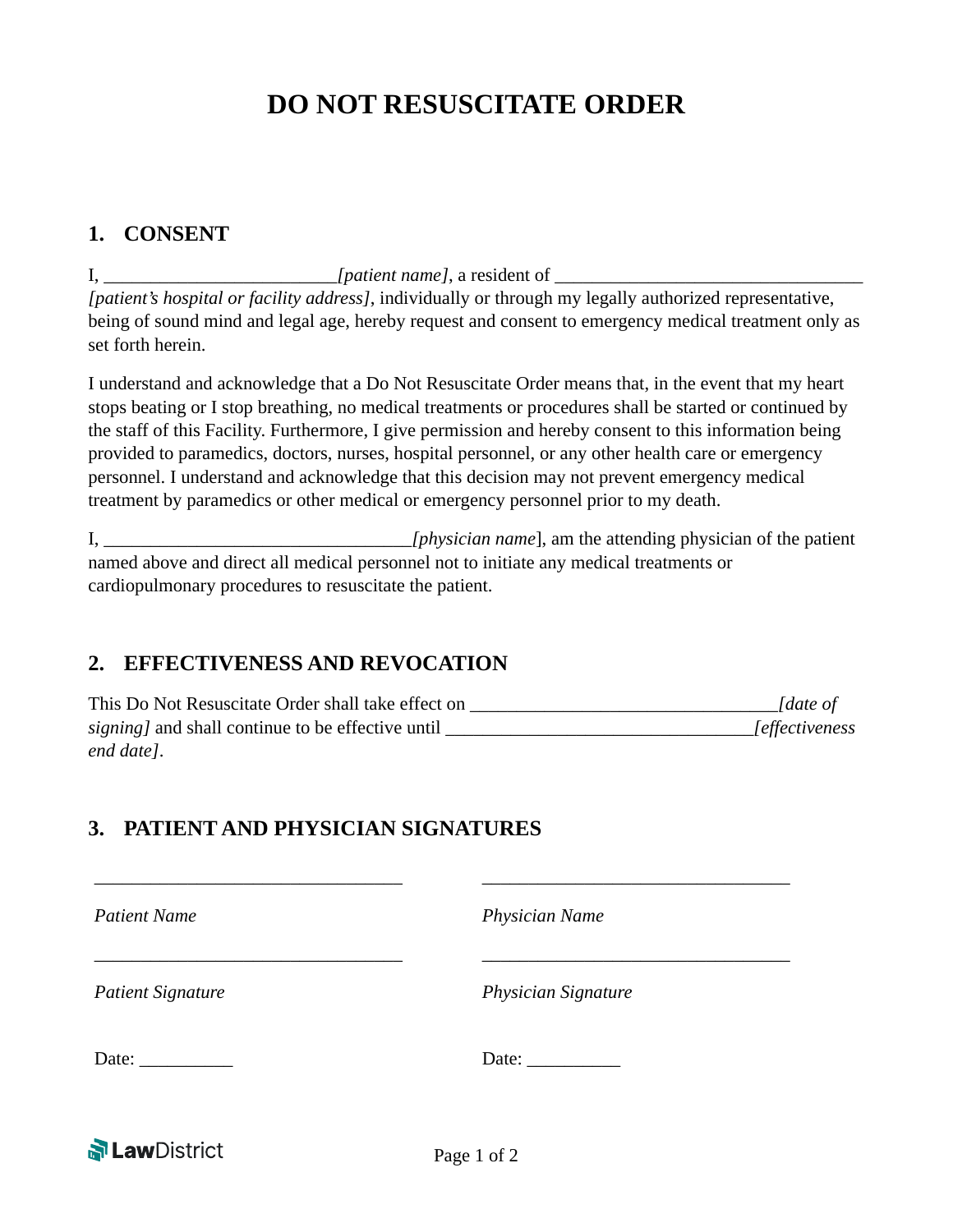# DO NOT RESUSCITATE ORDER

## 1. CONSENT

I, _________________________*[patient name]*, a resident of _________________________________ *[patient's hospital or facility address]*, individually or through my legally authorized representative, being of sound mind and legal age, hereby request and consent to emergency medical treatment only as set forth herein.

I understand and acknowledge that a Do Not Resuscitate Order means that, in the event that my heart stops beating or I stop breathing, no medical treatments or procedures shall be started or continued by the staff of this Facility. Furthermore, I give permission and hereby consent to this information being provided to paramedics, doctors, nurses, hospital personnel, or any other health care or emergency personnel. I understand and acknowledge that this decision may not prevent emergency medical treatment by paramedics or other medical or emergency personnel prior to my death.

I, _________________________________*[physician name]*, am the attending physician of the patient named above and direct all medical personnel not to initiate any medical treatments or cardiopulmonary procedures to resuscitate the patient.

## 2. EFFECTIVENESS AND REVOCATION

This Do Not Resuscitate Order shall take effect on ________________________________*[date of signing]* and shall continue to be effective until ________________________________*[effectiveness end date]*.

## 3. PATIENT AND PHYSICIAN SIGNATURES

_________________________________ &nbsp;&nbsp;&nbsp;&nbsp; _________________________________

*Patient Name* &nbsp;&nbsp;&nbsp;&nbsp; *Physician Name*

_________________________________ &nbsp;&nbsp;&nbsp;&nbsp; _________________________________

*Patient Signature* &nbsp;&nbsp;&nbsp;&nbsp; *Physician Signature*

Date: __________ &nbsp;&nbsp;&nbsp;&nbsp; Date: __________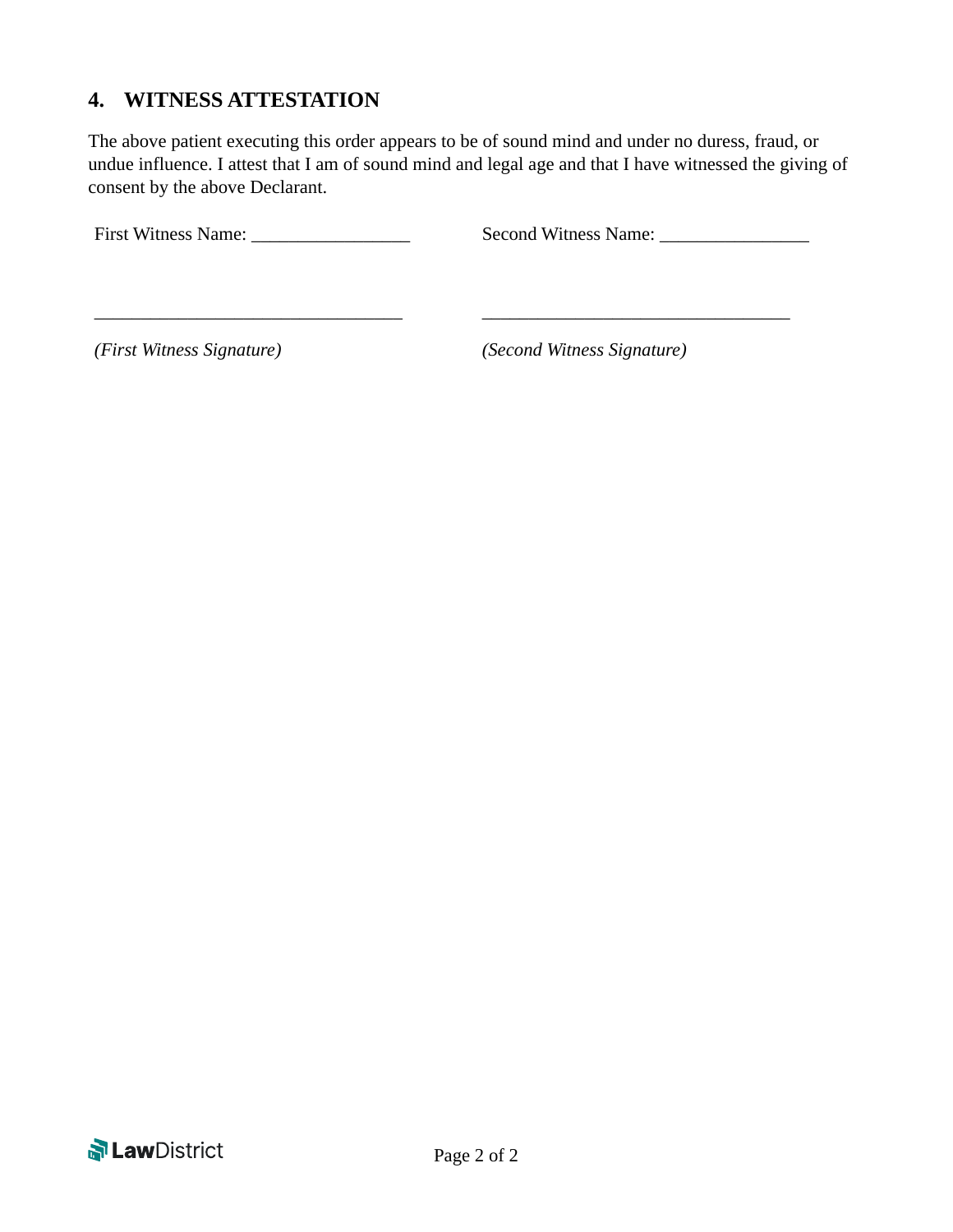## 4. WITNESS ATTESTATION

The above patient executing this order appears to be of sound mind and under no duress, fraud, or undue influence. I attest that I am of sound mind and legal age and that I have witnessed the giving of consent by the above Declarant.

First Witness Name: _________________

_________________________________

*(First Witness Signature)*

Second Witness Name: ________________

_________________________________

*(Second Witness Signature)*

LawDistrict